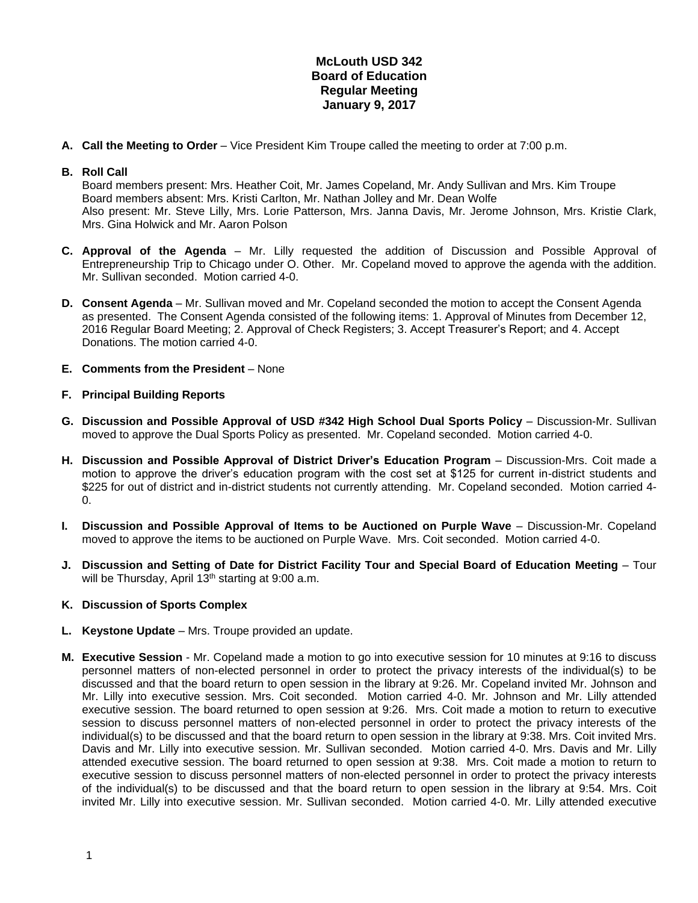# McLouth USD 342
## Board of Education
## Regular Meeting
## January 9, 2017

**A. Call the Meeting to Order** – Vice President Kim Troupe called the meeting to order at 7:00 p.m.

**B. Roll Call**
Board members present: Mrs. Heather Coit, Mr. James Copeland, Mr. Andy Sullivan and Mrs. Kim Troupe
Board members absent: Mrs. Kristi Carlton, Mr. Nathan Jolley and Mr. Dean Wolfe
Also present: Mr. Steve Lilly, Mrs. Lorie Patterson, Mrs. Janna Davis, Mr. Jerome Johnson, Mrs. Kristie Clark, Mrs. Gina Holwick and Mr. Aaron Polson

**C. Approval of the Agenda** – Mr. Lilly requested the addition of Discussion and Possible Approval of Entrepreneurship Trip to Chicago under O. Other. Mr. Copeland moved to approve the agenda with the addition. Mr. Sullivan seconded. Motion carried 4-0.

**D. Consent Agenda** – Mr. Sullivan moved and Mr. Copeland seconded the motion to accept the Consent Agenda as presented. The Consent Agenda consisted of the following items: 1. Approval of Minutes from December 12, 2016 Regular Board Meeting; 2. Approval of Check Registers; 3. Accept Treasurer's Report; and 4. Accept Donations. The motion carried 4-0.

**E. Comments from the President** – None

**F. Principal Building Reports**

**G. Discussion and Possible Approval of USD #342 High School Dual Sports Policy** – Discussion-Mr. Sullivan moved to approve the Dual Sports Policy as presented. Mr. Copeland seconded. Motion carried 4-0.

**H. Discussion and Possible Approval of District Driver's Education Program** – Discussion-Mrs. Coit made a motion to approve the driver's education program with the cost set at $125 for current in-district students and $225 for out of district and in-district students not currently attending. Mr. Copeland seconded. Motion carried 4-0.

**I. Discussion and Possible Approval of Items to be Auctioned on Purple Wave** – Discussion-Mr. Copeland moved to approve the items to be auctioned on Purple Wave. Mrs. Coit seconded. Motion carried 4-0.

**J. Discussion and Setting of Date for District Facility Tour and Special Board of Education Meeting** – Tour will be Thursday, April 13th starting at 9:00 a.m.

**K. Discussion of Sports Complex**

**L. Keystone Update** – Mrs. Troupe provided an update.

**M. Executive Session** - Mr. Copeland made a motion to go into executive session for 10 minutes at 9:16 to discuss personnel matters of non-elected personnel in order to protect the privacy interests of the individual(s) to be discussed and that the board return to open session in the library at 9:26. Mr. Copeland invited Mr. Johnson and Mr. Lilly into executive session. Mrs. Coit seconded. Motion carried 4-0. Mr. Johnson and Mr. Lilly attended executive session. The board returned to open session at 9:26. Mrs. Coit made a motion to return to executive session to discuss personnel matters of non-elected personnel in order to protect the privacy interests of the individual(s) to be discussed and that the board return to open session in the library at 9:38. Mrs. Coit invited Mrs. Davis and Mr. Lilly into executive session. Mr. Sullivan seconded. Motion carried 4-0. Mrs. Davis and Mr. Lilly attended executive session. The board returned to open session at 9:38. Mrs. Coit made a motion to return to executive session to discuss personnel matters of non-elected personnel in order to protect the privacy interests of the individual(s) to be discussed and that the board return to open session in the library at 9:54. Mrs. Coit invited Mr. Lilly into executive session. Mr. Sullivan seconded. Motion carried 4-0. Mr. Lilly attended executive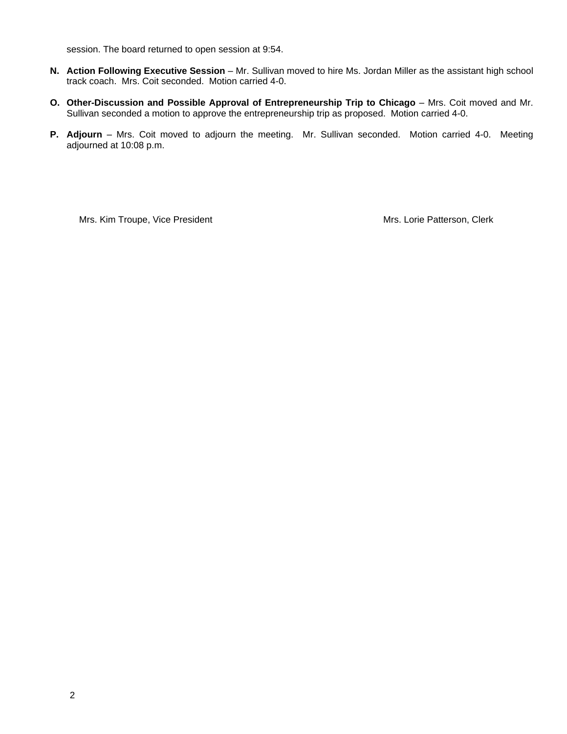session. The board returned to open session at 9:54.

**N. Action Following Executive Session** – Mr. Sullivan moved to hire Ms. Jordan Miller as the assistant high school track coach. Mrs. Coit seconded. Motion carried 4-0.

**O. Other-Discussion and Possible Approval of Entrepreneurship Trip to Chicago** – Mrs. Coit moved and Mr. Sullivan seconded a motion to approve the entrepreneurship trip as proposed. Motion carried 4-0.

**P. Adjourn** – Mrs. Coit moved to adjourn the meeting. Mr. Sullivan seconded. Motion carried 4-0. Meeting adjourned at 10:08 p.m.

Mrs. Kim Troupe, Vice President

Mrs. Lorie Patterson, Clerk